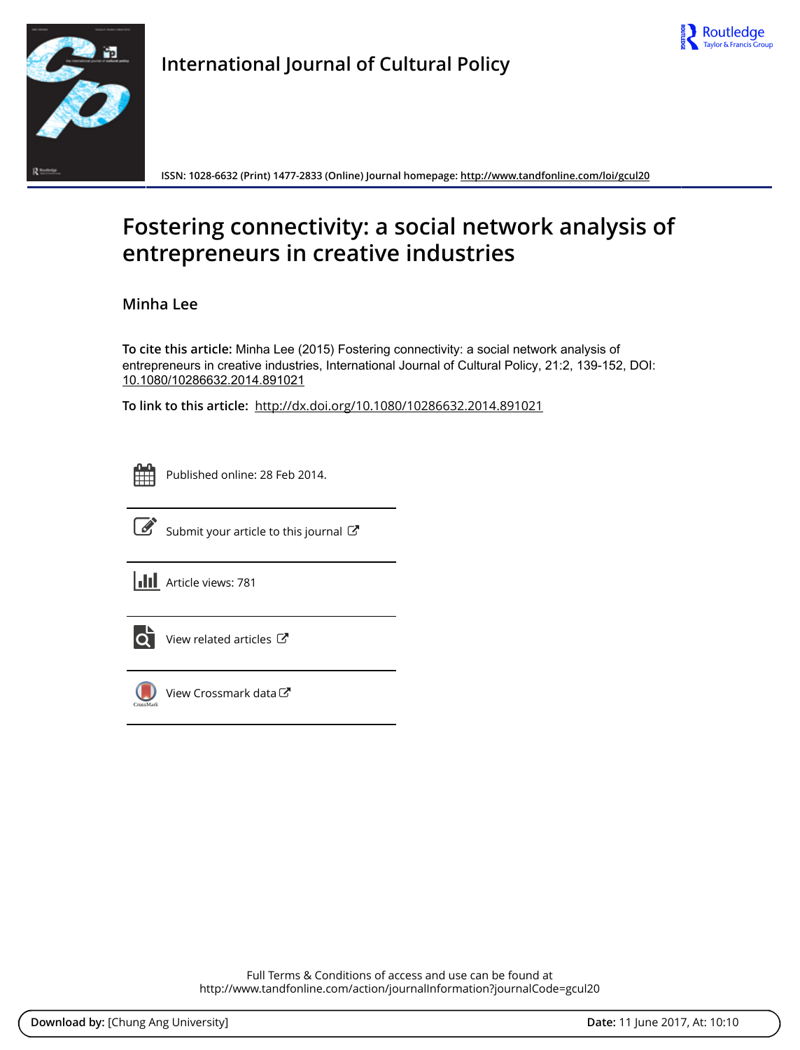International Journal of Cultural Policy

ISSN: 1028-6632 (Print) 1477-2833 (Online) Journal homepage: http://www.tandfonline.com/loi/gcul20

# Fostering connectivity: a social network analysis of entrepreneurs in creative industries

Minha Lee

**To cite this article:** Minha Lee (2015) Fostering connectivity: a social network analysis of entrepreneurs in creative industries, International Journal of Cultural Policy, 21:2, 139-152, DOI: 10.1080/10286632.2014.891021

**To link to this article:** http://dx.doi.org/10.1080/10286632.2014.891021

Published online: 28 Feb 2014.

Submit your article to this journal

Article views: 781

View related articles

View Crossmark data

Full Terms & Conditions of access and use can be found at http://www.tandfonline.com/action/journalInformation?journalCode=gcul20

**Download by:** [Chung Ang University] **Date:** 11 June 2017, At: 10:10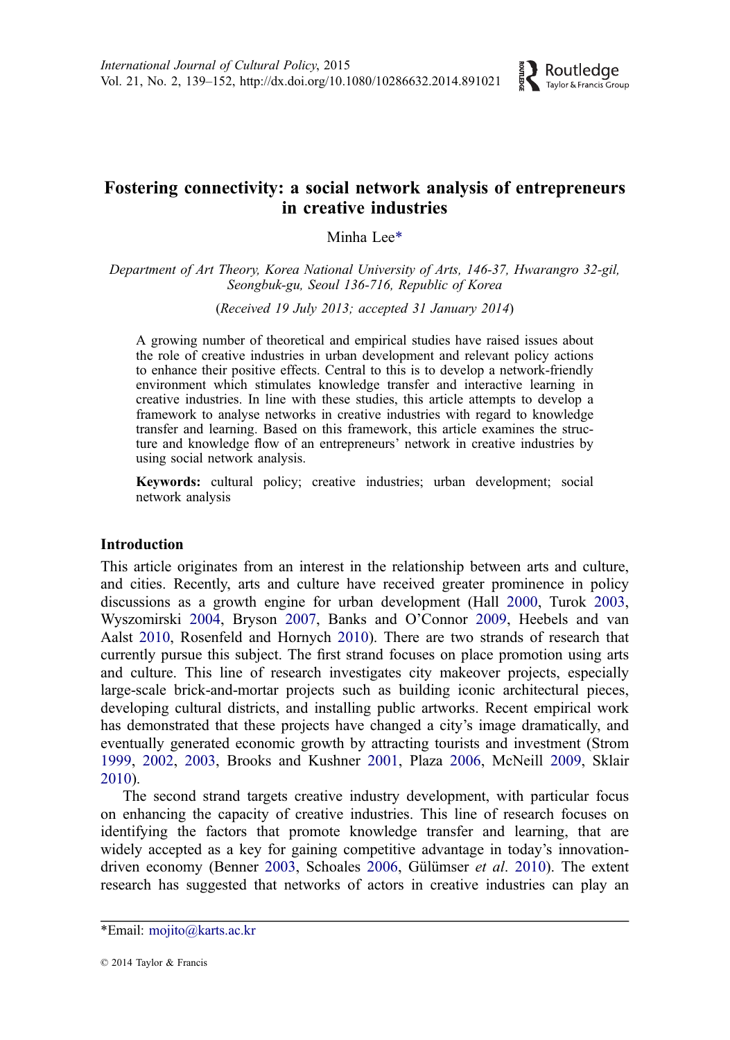# Fostering connectivity: a social network analysis of entrepreneurs in creative industries

Minha Lee*

*Department of Art Theory, Korea National University of Arts, 146-37, Hwarangro 32-gil, Seongbuk-gu, Seoul 136-716, Republic of Korea*

(*Received 19 July 2013; accepted 31 January 2014*)

A growing number of theoretical and empirical studies have raised issues about the role of creative industries in urban development and relevant policy actions to enhance their positive effects. Central to this is to develop a network-friendly environment which stimulates knowledge transfer and interactive learning in creative industries. In line with these studies, this article attempts to develop a framework to analyse networks in creative industries with regard to knowledge transfer and learning. Based on this framework, this article examines the structure and knowledge flow of an entrepreneurs' network in creative industries by using social network analysis.

**Keywords:** cultural policy; creative industries; urban development; social network analysis

## Introduction

This article originates from an interest in the relationship between arts and culture, and cities. Recently, arts and culture have received greater prominence in policy discussions as a growth engine for urban development (Hall 2000, Turok 2003, Wyszomirski 2004, Bryson 2007, Banks and O'Connor 2009, Heebels and van Aalst 2010, Rosenfeld and Hornych 2010). There are two strands of research that currently pursue this subject. The first strand focuses on place promotion using arts and culture. This line of research investigates city makeover projects, especially large-scale brick-and-mortar projects such as building iconic architectural pieces, developing cultural districts, and installing public artworks. Recent empirical work has demonstrated that these projects have changed a city's image dramatically, and eventually generated economic growth by attracting tourists and investment (Strom 1999, 2002, 2003, Brooks and Kushner 2001, Plaza 2006, McNeill 2009, Sklair 2010).

The second strand targets creative industry development, with particular focus on enhancing the capacity of creative industries. This line of research focuses on identifying the factors that promote knowledge transfer and learning, that are widely accepted as a key for gaining competitive advantage in today's innovation-driven economy (Benner 2003, Schoales 2006, Gülümser *et al*. 2010). The extent research has suggested that networks of actors in creative industries can play an

*Email: mojito@karts.ac.kr

© 2014 Taylor & Francis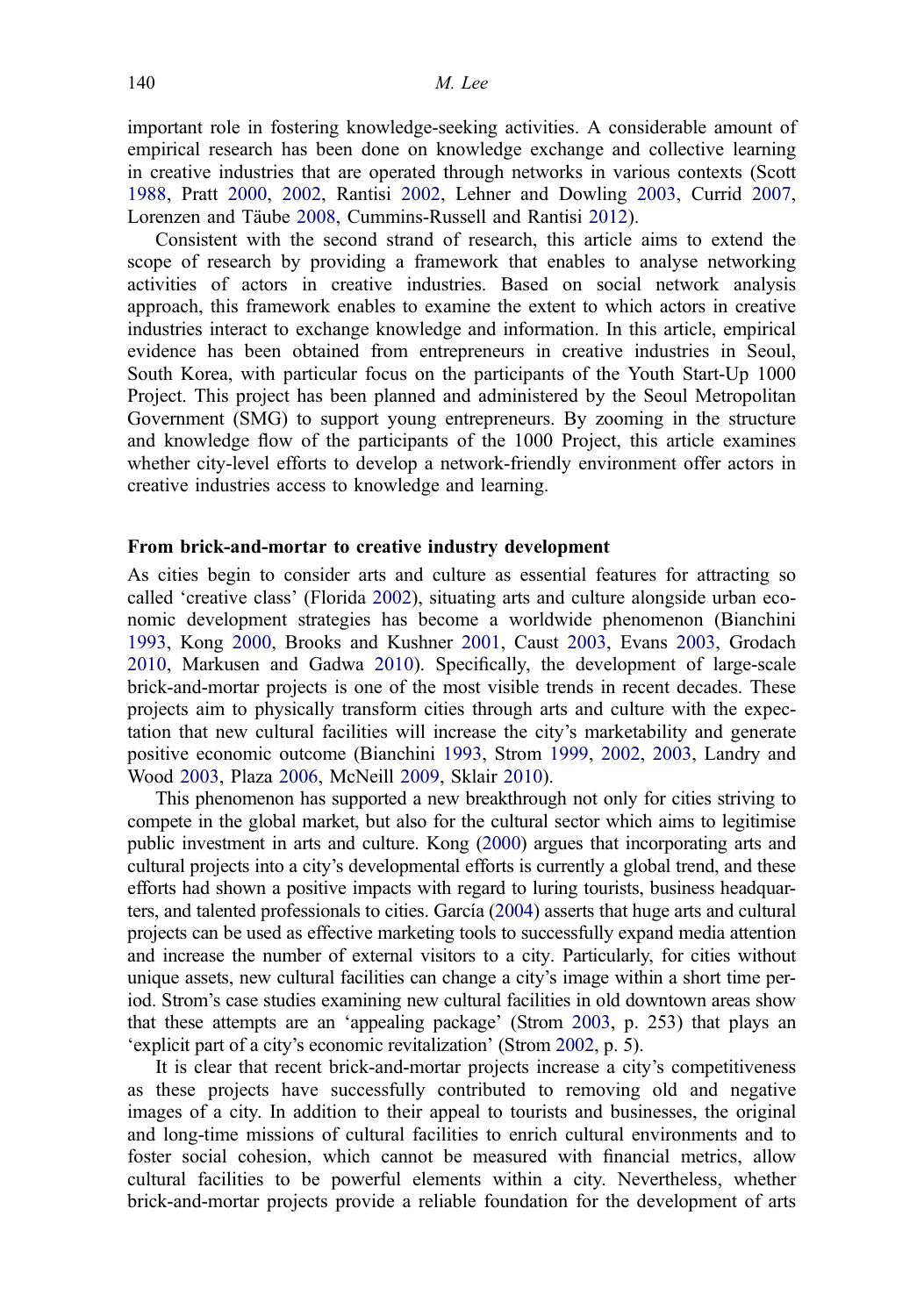important role in fostering knowledge-seeking activities. A considerable amount of empirical research has been done on knowledge exchange and collective learning in creative industries that are operated through networks in various contexts (Scott 1988, Pratt 2000, 2002, Rantisi 2002, Lehner and Dowling 2003, Currid 2007, Lorenzen and Täube 2008, Cummins-Russell and Rantisi 2012).

Consistent with the second strand of research, this article aims to extend the scope of research by providing a framework that enables to analyse networking activities of actors in creative industries. Based on social network analysis approach, this framework enables to examine the extent to which actors in creative industries interact to exchange knowledge and information. In this article, empirical evidence has been obtained from entrepreneurs in creative industries in Seoul, South Korea, with particular focus on the participants of the Youth Start-Up 1000 Project. This project has been planned and administered by the Seoul Metropolitan Government (SMG) to support young entrepreneurs. By zooming in the structure and knowledge flow of the participants of the 1000 Project, this article examines whether city-level efforts to develop a network-friendly environment offer actors in creative industries access to knowledge and learning.

## From brick-and-mortar to creative industry development

As cities begin to consider arts and culture as essential features for attracting so called 'creative class' (Florida 2002), situating arts and culture alongside urban economic development strategies has become a worldwide phenomenon (Bianchini 1993, Kong 2000, Brooks and Kushner 2001, Caust 2003, Evans 2003, Grodach 2010, Markusen and Gadwa 2010). Specifically, the development of large-scale brick-and-mortar projects is one of the most visible trends in recent decades. These projects aim to physically transform cities through arts and culture with the expectation that new cultural facilities will increase the city's marketability and generate positive economic outcome (Bianchini 1993, Strom 1999, 2002, 2003, Landry and Wood 2003, Plaza 2006, McNeill 2009, Sklair 2010).

This phenomenon has supported a new breakthrough not only for cities striving to compete in the global market, but also for the cultural sector which aims to legitimise public investment in arts and culture. Kong (2000) argues that incorporating arts and cultural projects into a city's developmental efforts is currently a global trend, and these efforts had shown a positive impacts with regard to luring tourists, business headquarters, and talented professionals to cities. García (2004) asserts that huge arts and cultural projects can be used as effective marketing tools to successfully expand media attention and increase the number of external visitors to a city. Particularly, for cities without unique assets, new cultural facilities can change a city's image within a short time period. Strom's case studies examining new cultural facilities in old downtown areas show that these attempts are an 'appealing package' (Strom 2003, p. 253) that plays an 'explicit part of a city's economic revitalization' (Strom 2002, p. 5).

It is clear that recent brick-and-mortar projects increase a city's competitiveness as these projects have successfully contributed to removing old and negative images of a city. In addition to their appeal to tourists and businesses, the original and long-time missions of cultural facilities to enrich cultural environments and to foster social cohesion, which cannot be measured with financial metrics, allow cultural facilities to be powerful elements within a city. Nevertheless, whether brick-and-mortar projects provide a reliable foundation for the development of arts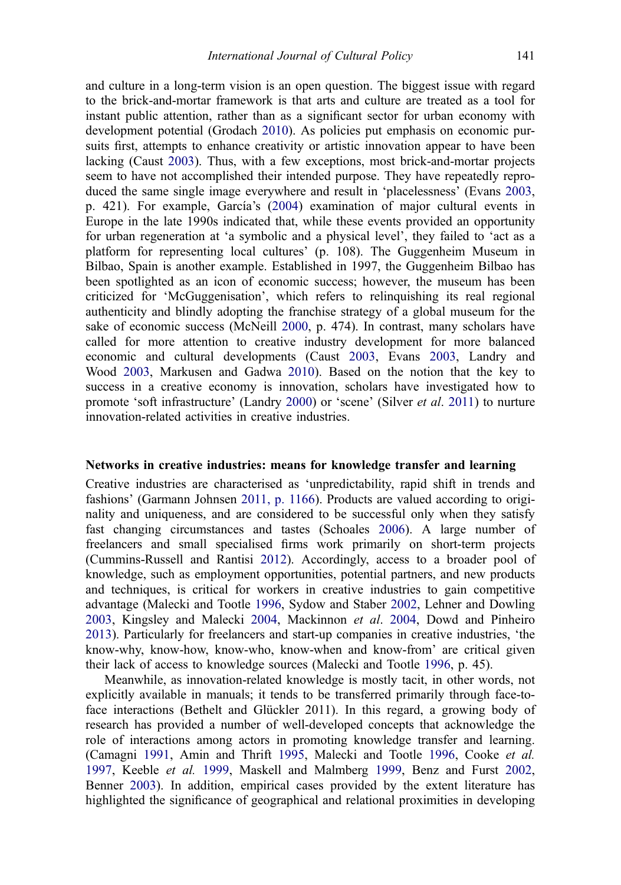and culture in a long-term vision is an open question. The biggest issue with regard to the brick-and-mortar framework is that arts and culture are treated as a tool for instant public attention, rather than as a significant sector for urban economy with development potential (Grodach 2010). As policies put emphasis on economic pursuits first, attempts to enhance creativity or artistic innovation appear to have been lacking (Caust 2003). Thus, with a few exceptions, most brick-and-mortar projects seem to have not accomplished their intended purpose. They have repeatedly reproduced the same single image everywhere and result in 'placelessness' (Evans 2003, p. 421). For example, García's (2004) examination of major cultural events in Europe in the late 1990s indicated that, while these events provided an opportunity for urban regeneration at 'a symbolic and a physical level', they failed to 'act as a platform for representing local cultures' (p. 108). The Guggenheim Museum in Bilbao, Spain is another example. Established in 1997, the Guggenheim Bilbao has been spotlighted as an icon of economic success; however, the museum has been criticized for 'McGuggenisation', which refers to relinquishing its real regional authenticity and blindly adopting the franchise strategy of a global museum for the sake of economic success (McNeill 2000, p. 474). In contrast, many scholars have called for more attention to creative industry development for more balanced economic and cultural developments (Caust 2003, Evans 2003, Landry and Wood 2003, Markusen and Gadwa 2010). Based on the notion that the key to success in a creative economy is innovation, scholars have investigated how to promote 'soft infrastructure' (Landry 2000) or 'scene' (Silver *et al*. 2011) to nurture innovation-related activities in creative industries.

## Networks in creative industries: means for knowledge transfer and learning

Creative industries are characterised as 'unpredictability, rapid shift in trends and fashions' (Garmann Johnsen 2011, p. 1166). Products are valued according to originality and uniqueness, and are considered to be successful only when they satisfy fast changing circumstances and tastes (Schoales 2006). A large number of freelancers and small specialised firms work primarily on short-term projects (Cummins-Russell and Rantisi 2012). Accordingly, access to a broader pool of knowledge, such as employment opportunities, potential partners, and new products and techniques, is critical for workers in creative industries to gain competitive advantage (Malecki and Tootle 1996, Sydow and Staber 2002, Lehner and Dowling 2003, Kingsley and Malecki 2004, Mackinnon *et al*. 2004, Dowd and Pinheiro 2013). Particularly for freelancers and start-up companies in creative industries, 'the know-why, know-how, know-who, know-when and know-from' are critical given their lack of access to knowledge sources (Malecki and Tootle 1996, p. 45).

Meanwhile, as innovation-related knowledge is mostly tacit, in other words, not explicitly available in manuals; it tends to be transferred primarily through face-to-face interactions (Bethelt and Glückler 2011). In this regard, a growing body of research has provided a number of well-developed concepts that acknowledge the role of interactions among actors in promoting knowledge transfer and learning. (Camagni 1991, Amin and Thrift 1995, Malecki and Tootle 1996, Cooke *et al.* 1997, Keeble *et al.* 1999, Maskell and Malmberg 1999, Benz and Furst 2002, Benner 2003). In addition, empirical cases provided by the extent literature has highlighted the significance of geographical and relational proximities in developing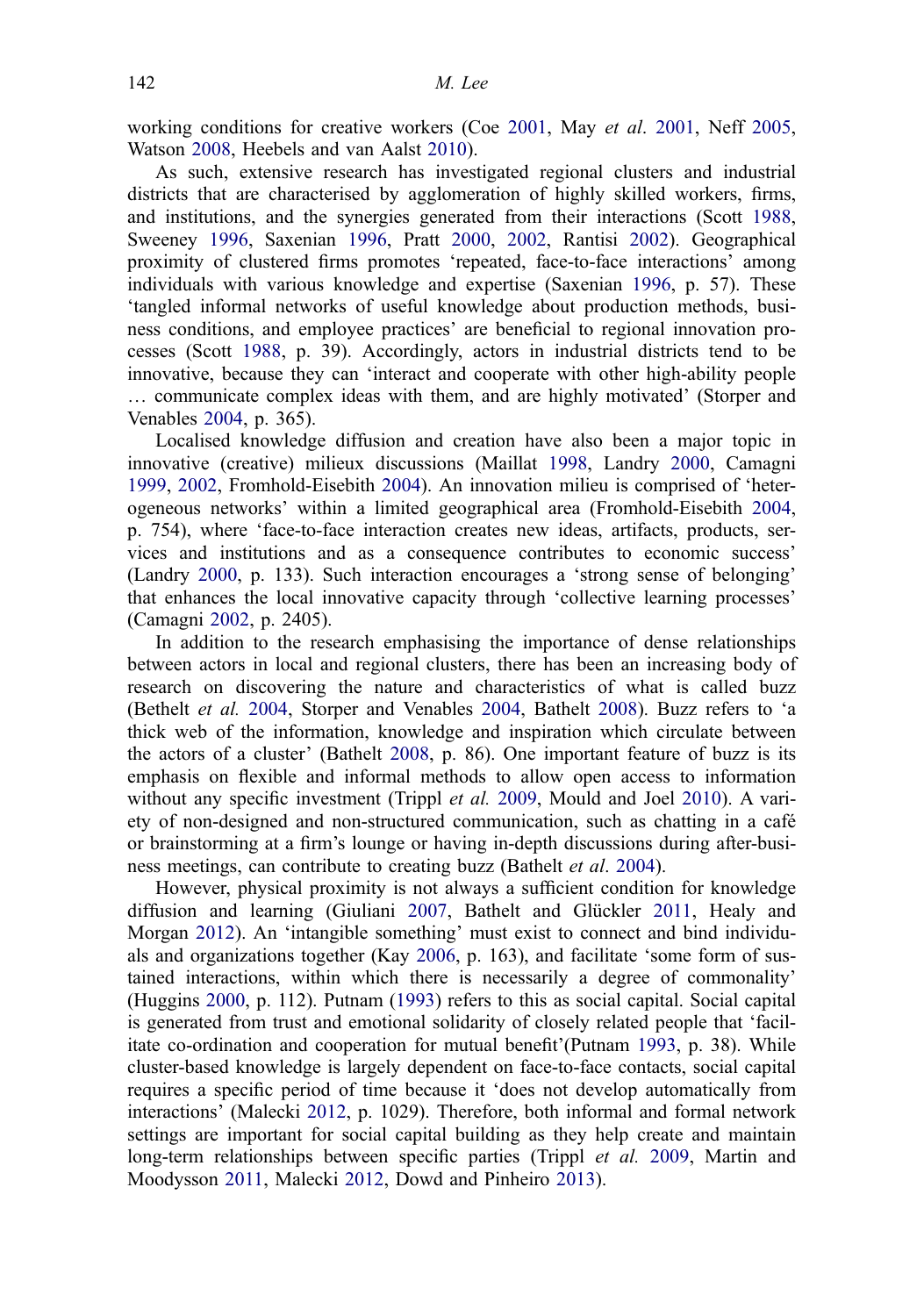working conditions for creative workers (Coe 2001, May *et al*. 2001, Neff 2005, Watson 2008, Heebels and van Aalst 2010).

As such, extensive research has investigated regional clusters and industrial districts that are characterised by agglomeration of highly skilled workers, firms, and institutions, and the synergies generated from their interactions (Scott 1988, Sweeney 1996, Saxenian 1996, Pratt 2000, 2002, Rantisi 2002). Geographical proximity of clustered firms promotes 'repeated, face-to-face interactions' among individuals with various knowledge and expertise (Saxenian 1996, p. 57). These 'tangled informal networks of useful knowledge about production methods, business conditions, and employee practices' are beneficial to regional innovation processes (Scott 1988, p. 39). Accordingly, actors in industrial districts tend to be innovative, because they can 'interact and cooperate with other high-ability people … communicate complex ideas with them, and are highly motivated' (Storper and Venables 2004, p. 365).

Localised knowledge diffusion and creation have also been a major topic in innovative (creative) milieux discussions (Maillat 1998, Landry 2000, Camagni 1999, 2002, Fromhold-Eisebith 2004). An innovation milieu is comprised of 'heterogeneous networks' within a limited geographical area (Fromhold-Eisebith 2004, p. 754), where 'face-to-face interaction creates new ideas, artifacts, products, services and institutions and as a consequence contributes to economic success' (Landry 2000, p. 133). Such interaction encourages a 'strong sense of belonging' that enhances the local innovative capacity through 'collective learning processes' (Camagni 2002, p. 2405).

In addition to the research emphasising the importance of dense relationships between actors in local and regional clusters, there has been an increasing body of research on discovering the nature and characteristics of what is called buzz (Bethelt *et al.* 2004, Storper and Venables 2004, Bathelt 2008). Buzz refers to 'a thick web of the information, knowledge and inspiration which circulate between the actors of a cluster' (Bathelt 2008, p. 86). One important feature of buzz is its emphasis on flexible and informal methods to allow open access to information without any specific investment (Trippl *et al.* 2009, Mould and Joel 2010). A variety of non-designed and non-structured communication, such as chatting in a café or brainstorming at a firm's lounge or having in-depth discussions during after-business meetings, can contribute to creating buzz (Bathelt *et al*. 2004).

However, physical proximity is not always a sufficient condition for knowledge diffusion and learning (Giuliani 2007, Bathelt and Glückler 2011, Healy and Morgan 2012). An 'intangible something' must exist to connect and bind individuals and organizations together (Kay 2006, p. 163), and facilitate 'some form of sustained interactions, within which there is necessarily a degree of commonality' (Huggins 2000, p. 112). Putnam (1993) refers to this as social capital. Social capital is generated from trust and emotional solidarity of closely related people that 'facilitate co-ordination and cooperation for mutual benefit'(Putnam 1993, p. 38). While cluster-based knowledge is largely dependent on face-to-face contacts, social capital requires a specific period of time because it 'does not develop automatically from interactions' (Malecki 2012, p. 1029). Therefore, both informal and formal network settings are important for social capital building as they help create and maintain long-term relationships between specific parties (Trippl *et al.* 2009, Martin and Moodysson 2011, Malecki 2012, Dowd and Pinheiro 2013).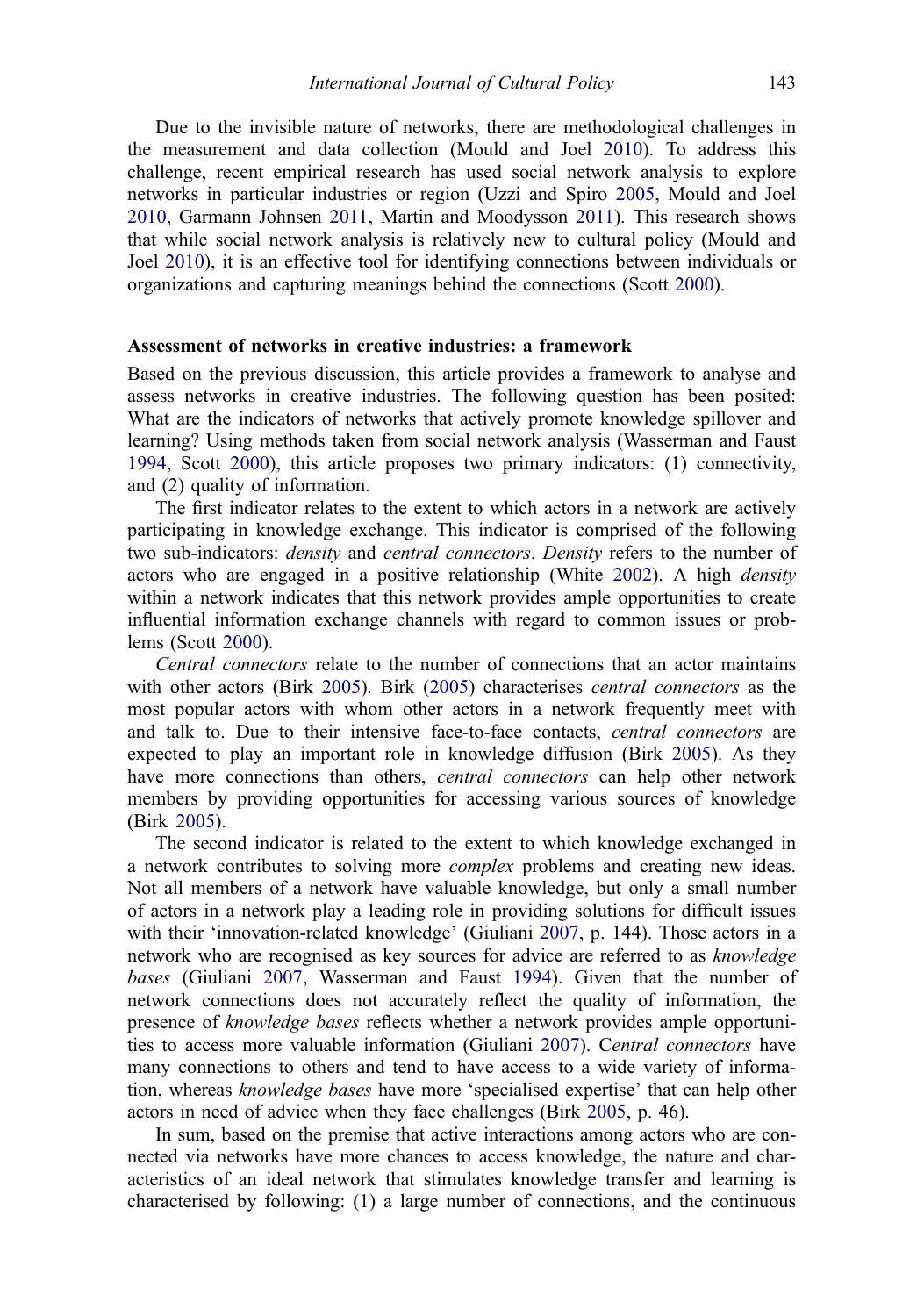Due to the invisible nature of networks, there are methodological challenges in the measurement and data collection (Mould and Joel 2010). To address this challenge, recent empirical research has used social network analysis to explore networks in particular industries or region (Uzzi and Spiro 2005, Mould and Joel 2010, Garmann Johnsen 2011, Martin and Moodysson 2011). This research shows that while social network analysis is relatively new to cultural policy (Mould and Joel 2010), it is an effective tool for identifying connections between individuals or organizations and capturing meanings behind the connections (Scott 2000).

## Assessment of networks in creative industries: a framework

Based on the previous discussion, this article provides a framework to analyse and assess networks in creative industries. The following question has been posited: What are the indicators of networks that actively promote knowledge spillover and learning? Using methods taken from social network analysis (Wasserman and Faust 1994, Scott 2000), this article proposes two primary indicators: (1) connectivity, and (2) quality of information.

The first indicator relates to the extent to which actors in a network are actively participating in knowledge exchange. This indicator is comprised of the following two sub-indicators: *density* and *central connectors*. *Density* refers to the number of actors who are engaged in a positive relationship (White 2002). A high *density* within a network indicates that this network provides ample opportunities to create influential information exchange channels with regard to common issues or problems (Scott 2000).

*Central connectors* relate to the number of connections that an actor maintains with other actors (Birk 2005). Birk (2005) characterises *central connectors* as the most popular actors with whom other actors in a network frequently meet with and talk to. Due to their intensive face-to-face contacts, *central connectors* are expected to play an important role in knowledge diffusion (Birk 2005). As they have more connections than others, *central connectors* can help other network members by providing opportunities for accessing various sources of knowledge (Birk 2005).

The second indicator is related to the extent to which knowledge exchanged in a network contributes to solving more *complex* problems and creating new ideas. Not all members of a network have valuable knowledge, but only a small number of actors in a network play a leading role in providing solutions for difficult issues with their 'innovation-related knowledge' (Giuliani 2007, p. 144). Those actors in a network who are recognised as key sources for advice are referred to as *knowledge bases* (Giuliani 2007, Wasserman and Faust 1994). Given that the number of network connections does not accurately reflect the quality of information, the presence of *knowledge bases* reflects whether a network provides ample opportunities to access more valuable information (Giuliani 2007). *Central connectors* have many connections to others and tend to have access to a wide variety of information, whereas *knowledge bases* have more 'specialised expertise' that can help other actors in need of advice when they face challenges (Birk 2005, p. 46).

In sum, based on the premise that active interactions among actors who are connected via networks have more chances to access knowledge, the nature and characteristics of an ideal network that stimulates knowledge transfer and learning is characterised by following: (1) a large number of connections, and the continuous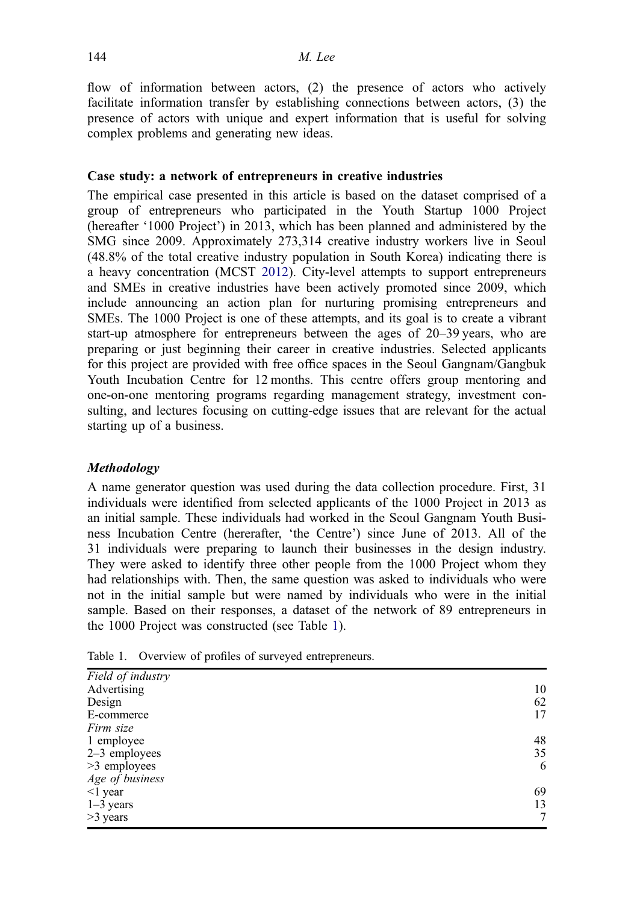flow of information between actors, (2) the presence of actors who actively facilitate information transfer by establishing connections between actors, (3) the presence of actors with unique and expert information that is useful for solving complex problems and generating new ideas.

## Case study: a network of entrepreneurs in creative industries

The empirical case presented in this article is based on the dataset comprised of a group of entrepreneurs who participated in the Youth Startup 1000 Project (hereafter '1000 Project') in 2013, which has been planned and administered by the SMG since 2009. Approximately 273,314 creative industry workers live in Seoul (48.8% of the total creative industry population in South Korea) indicating there is a heavy concentration (MCST 2012). City-level attempts to support entrepreneurs and SMEs in creative industries have been actively promoted since 2009, which include announcing an action plan for nurturing promising entrepreneurs and SMEs. The 1000 Project is one of these attempts, and its goal is to create a vibrant start-up atmosphere for entrepreneurs between the ages of 20–39 years, who are preparing or just beginning their career in creative industries. Selected applicants for this project are provided with free office spaces in the Seoul Gangnam/Gangbuk Youth Incubation Centre for 12 months. This centre offers group mentoring and one-on-one mentoring programs regarding management strategy, investment consulting, and lectures focusing on cutting-edge issues that are relevant for the actual starting up of a business.

### *Methodology*

A name generator question was used during the data collection procedure. First, 31 individuals were identified from selected applicants of the 1000 Project in 2013 as an initial sample. These individuals had worked in the Seoul Gangnam Youth Business Incubation Centre (hererafter, 'the Centre') since June of 2013. All of the 31 individuals were preparing to launch their businesses in the design industry. They were asked to identify three other people from the 1000 Project whom they had relationships with. Then, the same question was asked to individuals who were not in the initial sample but were named by individuals who were in the initial sample. Based on their responses, a dataset of the network of 89 entrepreneurs in the 1000 Project was constructed (see Table 1).

Table 1. Overview of profiles of surveyed entrepreneurs.

| | |
|---|---|
| *Field of industry* | |
| Advertising | 10 |
| Design | 62 |
| E-commerce | 17 |
| *Firm size* | |
| 1 employee | 48 |
| 2–3 employees | 35 |
| >3 employees | 6 |
| *Age of business* | |
| <1 year | 69 |
| 1–3 years | 13 |
| >3 years | 7 |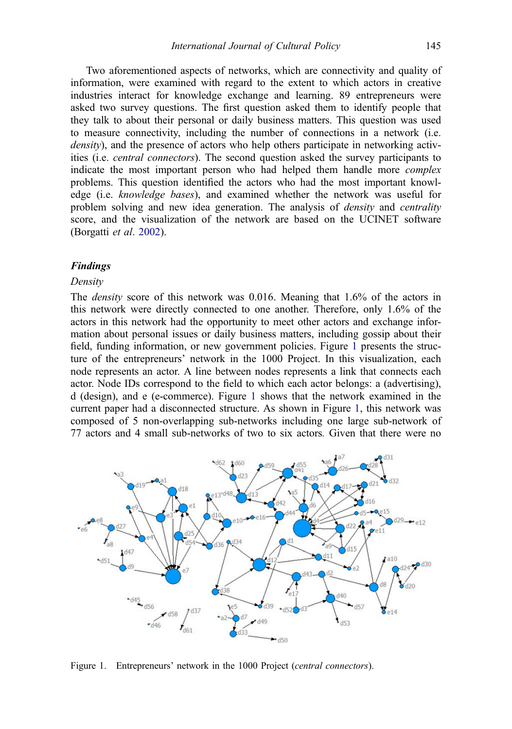Two aforementioned aspects of networks, which are connectivity and quality of information, were examined with regard to the extent to which actors in creative industries interact for knowledge exchange and learning. 89 entrepreneurs were asked two survey questions. The first question asked them to identify people that they talk to about their personal or daily business matters. This question was used to measure connectivity, including the number of connections in a network (i.e. *density*), and the presence of actors who help others participate in networking activities (i.e. *central connectors*). The second question asked the survey participants to indicate the most important person who had helped them handle more *complex* problems. This question identified the actors who had the most important knowledge (i.e. *knowledge bases*), and examined whether the network was useful for problem solving and new idea generation. The analysis of *density* and *centrality* score, and the visualization of the network are based on the UCINET software (Borgatti *et al*. 2002).

### Findings

#### *Density*

The *density* score of this network was 0.016. Meaning that 1.6% of the actors in this network were directly connected to one another. Therefore, only 1.6% of the actors in this network had the opportunity to meet other actors and exchange information about personal issues or daily business matters, including gossip about their field, funding information, or new government policies. Figure 1 presents the structure of the entrepreneurs' network in the 1000 Project. In this visualization, each node represents an actor. A line between nodes represents a link that connects each actor. Node IDs correspond to the field to which each actor belongs: a (advertising), d (design), and e (e-commerce). Figure 1 shows that the network examined in the current paper had a disconnected structure. As shown in Figure 1, this network was composed of 5 non-overlapping sub-networks including one large sub-network of 77 actors and 4 small sub-networks of two to six actors. Given that there were no

Figure 1. Entrepreneurs' network in the 1000 Project (*central connectors*).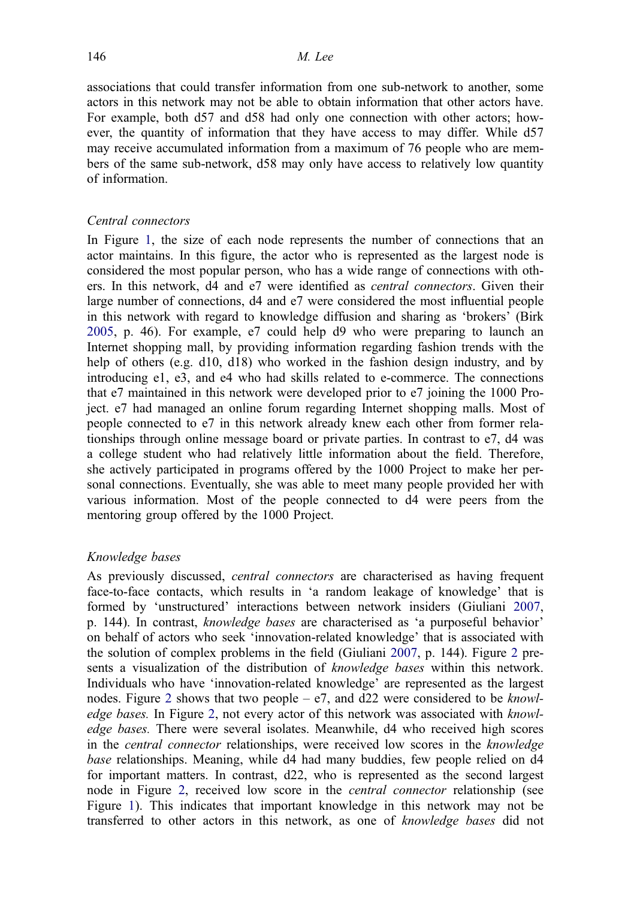associations that could transfer information from one sub-network to another, some actors in this network may not be able to obtain information that other actors have. For example, both d57 and d58 had only one connection with other actors; however, the quantity of information that they have access to may differ. While d57 may receive accumulated information from a maximum of 76 people who are members of the same sub-network, d58 may only have access to relatively low quantity of information.

### *Central connectors*

In Figure 1, the size of each node represents the number of connections that an actor maintains. In this figure, the actor who is represented as the largest node is considered the most popular person, who has a wide range of connections with others. In this network, d4 and e7 were identified as *central connectors*. Given their large number of connections, d4 and e7 were considered the most influential people in this network with regard to knowledge diffusion and sharing as 'brokers' (Birk 2005, p. 46). For example, e7 could help d9 who were preparing to launch an Internet shopping mall, by providing information regarding fashion trends with the help of others (e.g. d10, d18) who worked in the fashion design industry, and by introducing e1, e3, and e4 who had skills related to e-commerce. The connections that e7 maintained in this network were developed prior to e7 joining the 1000 Project. e7 had managed an online forum regarding Internet shopping malls. Most of people connected to e7 in this network already knew each other from former relationships through online message board or private parties. In contrast to e7, d4 was a college student who had relatively little information about the field. Therefore, she actively participated in programs offered by the 1000 Project to make her personal connections. Eventually, she was able to meet many people provided her with various information. Most of the people connected to d4 were peers from the mentoring group offered by the 1000 Project.

### *Knowledge bases*

As previously discussed, *central connectors* are characterised as having frequent face-to-face contacts, which results in 'a random leakage of knowledge' that is formed by 'unstructured' interactions between network insiders (Giuliani 2007, p. 144). In contrast, *knowledge bases* are characterised as 'a purposeful behavior' on behalf of actors who seek 'innovation-related knowledge' that is associated with the solution of complex problems in the field (Giuliani 2007, p. 144). Figure 2 presents a visualization of the distribution of *knowledge bases* within this network. Individuals who have 'innovation-related knowledge' are represented as the largest nodes. Figure 2 shows that two people – e7, and d22 were considered to be *knowledge bases.* In Figure 2, not every actor of this network was associated with *knowledge bases.* There were several isolates. Meanwhile, d4 who received high scores in the *central connector* relationships, were received low scores in the *knowledge base* relationships. Meaning, while d4 had many buddies, few people relied on d4 for important matters. In contrast, d22, who is represented as the second largest node in Figure 2, received low score in the *central connector* relationship (see Figure 1). This indicates that important knowledge in this network may not be transferred to other actors in this network, as one of *knowledge bases* did not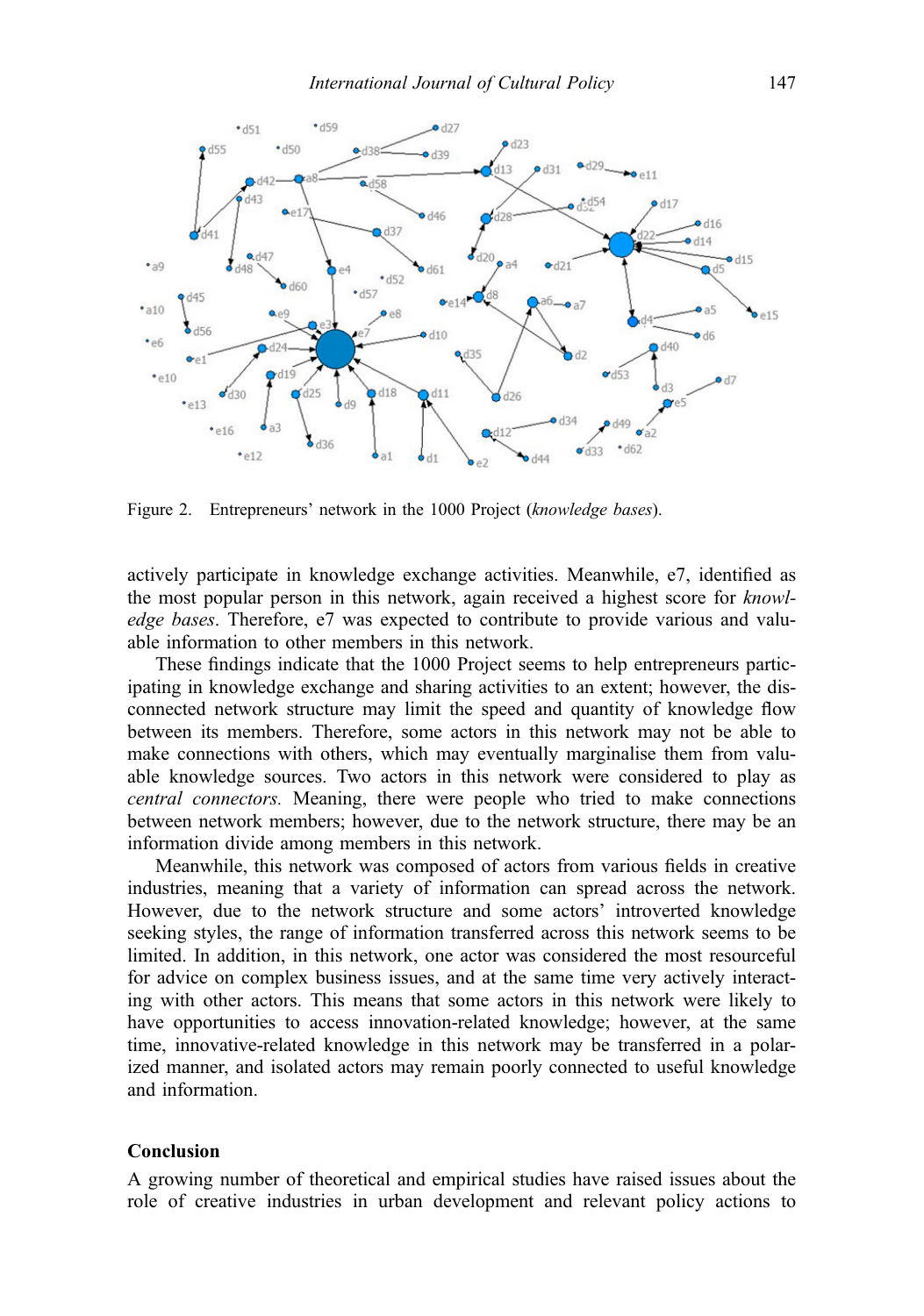Figure 2. Entrepreneurs' network in the 1000 Project (*knowledge bases*).

actively participate in knowledge exchange activities. Meanwhile, e7, identified as the most popular person in this network, again received a highest score for *knowledge bases*. Therefore, e7 was expected to contribute to provide various and valuable information to other members in this network.

These findings indicate that the 1000 Project seems to help entrepreneurs participating in knowledge exchange and sharing activities to an extent; however, the disconnected network structure may limit the speed and quantity of knowledge flow between its members. Therefore, some actors in this network may not be able to make connections with others, which may eventually marginalise them from valuable knowledge sources. Two actors in this network were considered to play as *central connectors.* Meaning, there were people who tried to make connections between network members; however, due to the network structure, there may be an information divide among members in this network.

Meanwhile, this network was composed of actors from various fields in creative industries, meaning that a variety of information can spread across the network. However, due to the network structure and some actors' introverted knowledge seeking styles, the range of information transferred across this network seems to be limited. In addition, in this network, one actor was considered the most resourceful for advice on complex business issues, and at the same time very actively interacting with other actors. This means that some actors in this network were likely to have opportunities to access innovation-related knowledge; however, at the same time, innovative-related knowledge in this network may be transferred in a polarized manner, and isolated actors may remain poorly connected to useful knowledge and information.

## Conclusion

A growing number of theoretical and empirical studies have raised issues about the role of creative industries in urban development and relevant policy actions to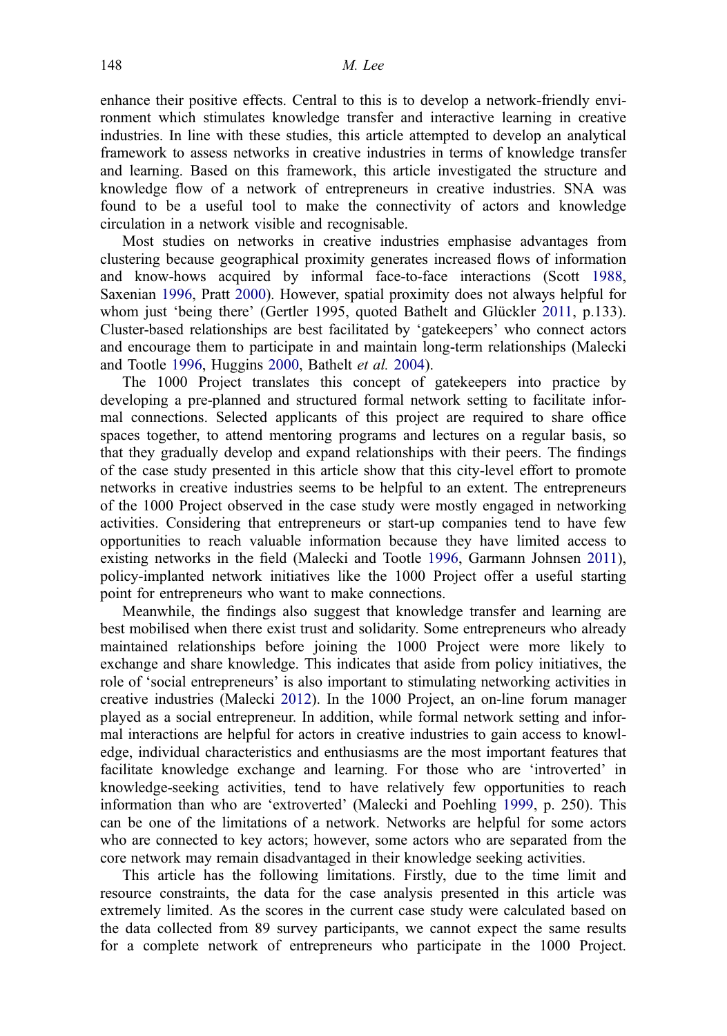enhance their positive effects. Central to this is to develop a network-friendly environment which stimulates knowledge transfer and interactive learning in creative industries. In line with these studies, this article attempted to develop an analytical framework to assess networks in creative industries in terms of knowledge transfer and learning. Based on this framework, this article investigated the structure and knowledge flow of a network of entrepreneurs in creative industries. SNA was found to be a useful tool to make the connectivity of actors and knowledge circulation in a network visible and recognisable.

Most studies on networks in creative industries emphasise advantages from clustering because geographical proximity generates increased flows of information and know-hows acquired by informal face-to-face interactions (Scott 1988, Saxenian 1996, Pratt 2000). However, spatial proximity does not always helpful for whom just 'being there' (Gertler 1995, quoted Bathelt and Glückler 2011, p.133). Cluster-based relationships are best facilitated by 'gatekeepers' who connect actors and encourage them to participate in and maintain long-term relationships (Malecki and Tootle 1996, Huggins 2000, Bathelt *et al.* 2004).

The 1000 Project translates this concept of gatekeepers into practice by developing a pre-planned and structured formal network setting to facilitate informal connections. Selected applicants of this project are required to share office spaces together, to attend mentoring programs and lectures on a regular basis, so that they gradually develop and expand relationships with their peers. The findings of the case study presented in this article show that this city-level effort to promote networks in creative industries seems to be helpful to an extent. The entrepreneurs of the 1000 Project observed in the case study were mostly engaged in networking activities. Considering that entrepreneurs or start-up companies tend to have few opportunities to reach valuable information because they have limited access to existing networks in the field (Malecki and Tootle 1996, Garmann Johnsen 2011), policy-implanted network initiatives like the 1000 Project offer a useful starting point for entrepreneurs who want to make connections.

Meanwhile, the findings also suggest that knowledge transfer and learning are best mobilised when there exist trust and solidarity. Some entrepreneurs who already maintained relationships before joining the 1000 Project were more likely to exchange and share knowledge. This indicates that aside from policy initiatives, the role of 'social entrepreneurs' is also important to stimulating networking activities in creative industries (Malecki 2012). In the 1000 Project, an on-line forum manager played as a social entrepreneur. In addition, while formal network setting and informal interactions are helpful for actors in creative industries to gain access to knowledge, individual characteristics and enthusiasms are the most important features that facilitate knowledge exchange and learning. For those who are 'introverted' in knowledge-seeking activities, tend to have relatively few opportunities to reach information than who are 'extroverted' (Malecki and Poehling 1999, p. 250). This can be one of the limitations of a network. Networks are helpful for some actors who are connected to key actors; however, some actors who are separated from the core network may remain disadvantaged in their knowledge seeking activities.

This article has the following limitations. Firstly, due to the time limit and resource constraints, the data for the case analysis presented in this article was extremely limited. As the scores in the current case study were calculated based on the data collected from 89 survey participants, we cannot expect the same results for a complete network of entrepreneurs who participate in the 1000 Project.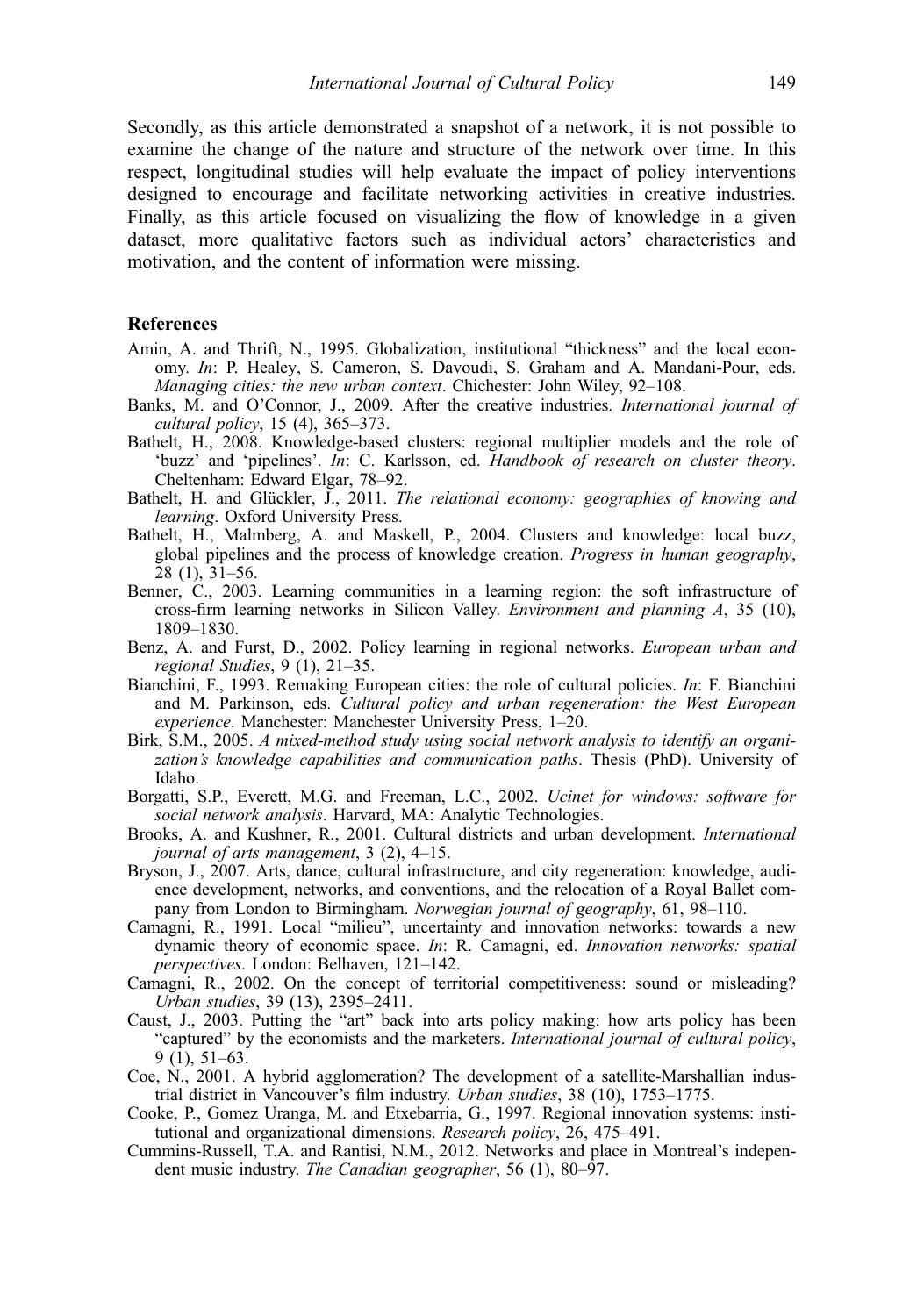Secondly, as this article demonstrated a snapshot of a network, it is not possible to examine the change of the nature and structure of the network over time. In this respect, longitudinal studies will help evaluate the impact of policy interventions designed to encourage and facilitate networking activities in creative industries. Finally, as this article focused on visualizing the flow of knowledge in a given dataset, more qualitative factors such as individual actors' characteristics and motivation, and the content of information were missing.

## References

Amin, A. and Thrift, N., 1995. Globalization, institutional "thickness" and the local economy. *In*: P. Healey, S. Cameron, S. Davoudi, S. Graham and A. Mandani-Pour, eds. *Managing cities: the new urban context*. Chichester: John Wiley, 92–108.

Banks, M. and O'Connor, J., 2009. After the creative industries. *International journal of cultural policy*, 15 (4), 365–373.

Bathelt, H., 2008. Knowledge-based clusters: regional multiplier models and the role of 'buzz' and 'pipelines'. *In*: C. Karlsson, ed. *Handbook of research on cluster theory*. Cheltenham: Edward Elgar, 78–92.

Bathelt, H. and Glückler, J., 2011. *The relational economy: geographies of knowing and learning*. Oxford University Press.

Bathelt, H., Malmberg, A. and Maskell, P., 2004. Clusters and knowledge: local buzz, global pipelines and the process of knowledge creation. *Progress in human geography*, 28 (1), 31–56.

Benner, C., 2003. Learning communities in a learning region: the soft infrastructure of cross-firm learning networks in Silicon Valley. *Environment and planning A*, 35 (10), 1809–1830.

Benz, A. and Furst, D., 2002. Policy learning in regional networks. *European urban and regional Studies*, 9 (1), 21–35.

Bianchini, F., 1993. Remaking European cities: the role of cultural policies. *In*: F. Bianchini and M. Parkinson, eds. *Cultural policy and urban regeneration: the West European experience*. Manchester: Manchester University Press, 1–20.

Birk, S.M., 2005. *A mixed-method study using social network analysis to identify an organization's knowledge capabilities and communication paths*. Thesis (PhD). University of Idaho.

Borgatti, S.P., Everett, M.G. and Freeman, L.C., 2002. *Ucinet for windows: software for social network analysis*. Harvard, MA: Analytic Technologies.

Brooks, A. and Kushner, R., 2001. Cultural districts and urban development. *International journal of arts management*, 3 (2), 4–15.

Bryson, J., 2007. Arts, dance, cultural infrastructure, and city regeneration: knowledge, audience development, networks, and conventions, and the relocation of a Royal Ballet company from London to Birmingham. *Norwegian journal of geography*, 61, 98–110.

Camagni, R., 1991. Local "milieu", uncertainty and innovation networks: towards a new dynamic theory of economic space. *In*: R. Camagni, ed. *Innovation networks: spatial perspectives*. London: Belhaven, 121–142.

Camagni, R., 2002. On the concept of territorial competitiveness: sound or misleading? *Urban studies*, 39 (13), 2395–2411.

Caust, J., 2003. Putting the "art" back into arts policy making: how arts policy has been "captured" by the economists and the marketers. *International journal of cultural policy*, 9 (1), 51–63.

Coe, N., 2001. A hybrid agglomeration? The development of a satellite-Marshallian industrial district in Vancouver's film industry. *Urban studies*, 38 (10), 1753–1775.

Cooke, P., Gomez Uranga, M. and Etxebarria, G., 1997. Regional innovation systems: institutional and organizational dimensions. *Research policy*, 26, 475–491.

Cummins-Russell, T.A. and Rantisi, N.M., 2012. Networks and place in Montreal's independent music industry. *The Canadian geographer*, 56 (1), 80–97.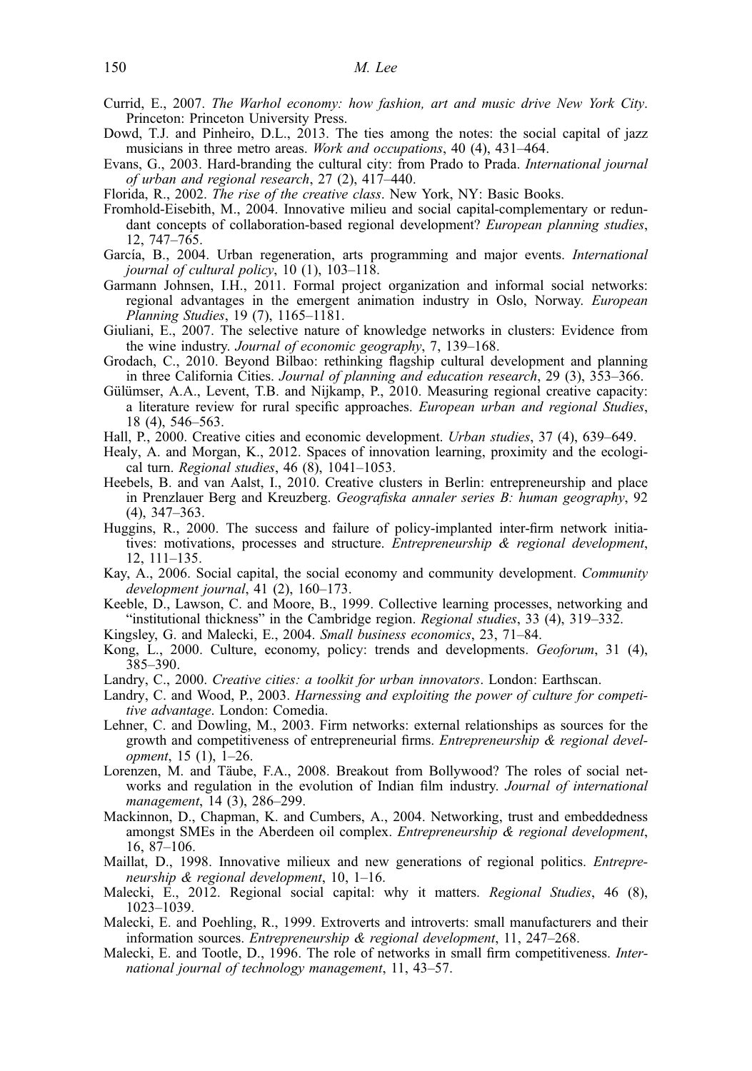Currid, E., 2007. *The Warhol economy: how fashion, art and music drive New York City*. Princeton: Princeton University Press.

Dowd, T.J. and Pinheiro, D.L., 2013. The ties among the notes: the social capital of jazz musicians in three metro areas. *Work and occupations*, 40 (4), 431–464.

Evans, G., 2003. Hard-branding the cultural city: from Prado to Prada. *International journal of urban and regional research*, 27 (2), 417–440.

Florida, R., 2002. *The rise of the creative class*. New York, NY: Basic Books.

Fromhold-Eisebith, M., 2004. Innovative milieu and social capital-complementary or redundant concepts of collaboration-based regional development? *European planning studies*, 12, 747–765.

García, B., 2004. Urban regeneration, arts programming and major events. *International journal of cultural policy*, 10 (1), 103–118.

Garmann Johnsen, I.H., 2011. Formal project organization and informal social networks: regional advantages in the emergent animation industry in Oslo, Norway. *European Planning Studies*, 19 (7), 1165–1181.

Giuliani, E., 2007. The selective nature of knowledge networks in clusters: Evidence from the wine industry. *Journal of economic geography*, 7, 139–168.

Grodach, C., 2010. Beyond Bilbao: rethinking flagship cultural development and planning in three California Cities. *Journal of planning and education research*, 29 (3), 353–366.

Gülümser, A.A., Levent, T.B. and Nijkamp, P., 2010. Measuring regional creative capacity: a literature review for rural specific approaches. *European urban and regional Studies*, 18 (4), 546–563.

Hall, P., 2000. Creative cities and economic development. *Urban studies*, 37 (4), 639–649.

Healy, A. and Morgan, K., 2012. Spaces of innovation learning, proximity and the ecological turn. *Regional studies*, 46 (8), 1041–1053.

Heebels, B. and van Aalst, I., 2010. Creative clusters in Berlin: entrepreneurship and place in Prenzlauer Berg and Kreuzberg. *Geografiska annaler series B: human geography*, 92 (4), 347–363.

Huggins, R., 2000. The success and failure of policy-implanted inter-firm network initiatives: motivations, processes and structure. *Entrepreneurship & regional development*, 12, 111–135.

Kay, A., 2006. Social capital, the social economy and community development. *Community development journal*, 41 (2), 160–173.

Keeble, D., Lawson, C. and Moore, B., 1999. Collective learning processes, networking and "institutional thickness" in the Cambridge region. *Regional studies*, 33 (4), 319–332.

Kingsley, G. and Malecki, E., 2004. *Small business economics*, 23, 71–84.

Kong, L., 2000. Culture, economy, policy: trends and developments. *Geoforum*, 31 (4), 385–390.

Landry, C., 2000. *Creative cities: a toolkit for urban innovators*. London: Earthscan.

Landry, C. and Wood, P., 2003. *Harnessing and exploiting the power of culture for competitive advantage*. London: Comedia.

Lehner, C. and Dowling, M., 2003. Firm networks: external relationships as sources for the growth and competitiveness of entrepreneurial firms. *Entrepreneurship & regional development*, 15 (1), 1–26.

Lorenzen, M. and Täube, F.A., 2008. Breakout from Bollywood? The roles of social networks and regulation in the evolution of Indian film industry. *Journal of international management*, 14 (3), 286–299.

Mackinnon, D., Chapman, K. and Cumbers, A., 2004. Networking, trust and embeddedness amongst SMEs in the Aberdeen oil complex. *Entrepreneurship & regional development*, 16, 87–106.

Maillat, D., 1998. Innovative milieux and new generations of regional politics. *Entrepreneurship & regional development*, 10, 1–16.

Malecki, E., 2012. Regional social capital: why it matters. *Regional Studies*, 46 (8), 1023–1039.

Malecki, E. and Poehling, R., 1999. Extroverts and introverts: small manufacturers and their information sources. *Entrepreneurship & regional development*, 11, 247–268.

Malecki, E. and Tootle, D., 1996. The role of networks in small firm competitiveness. *International journal of technology management*, 11, 43–57.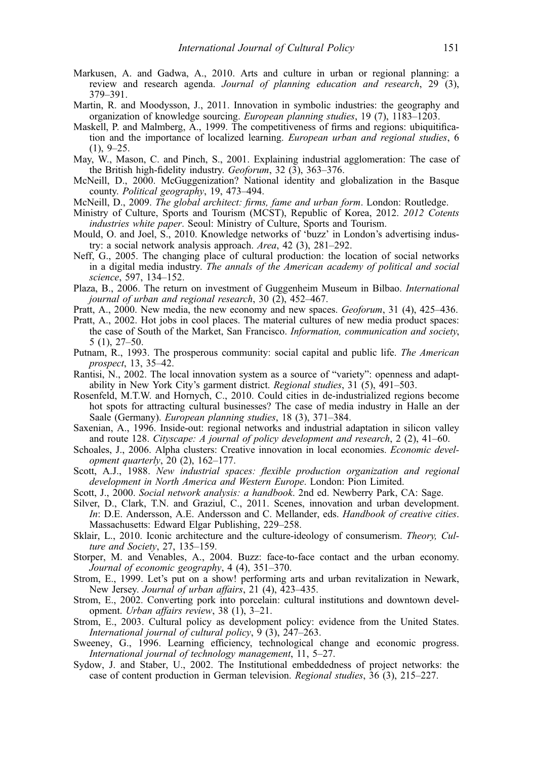Markusen, A. and Gadwa, A., 2010. Arts and culture in urban or regional planning: a review and research agenda. *Journal of planning education and research*, 29 (3), 379–391.

Martin, R. and Moodysson, J., 2011. Innovation in symbolic industries: the geography and organization of knowledge sourcing. *European planning studies*, 19 (7), 1183–1203.

Maskell, P. and Malmberg, A., 1999. The competitiveness of firms and regions: ubiquitification and the importance of localized learning. *European urban and regional studies*, 6 (1), 9–25.

May, W., Mason, C. and Pinch, S., 2001. Explaining industrial agglomeration: The case of the British high-fidelity industry. *Geoforum*, 32 (3), 363–376.

McNeill, D., 2000. McGuggenization? National identity and globalization in the Basque county. *Political geography*, 19, 473–494.

McNeill, D., 2009. *The global architect: firms, fame and urban form*. London: Routledge.

Ministry of Culture, Sports and Tourism (MCST), Republic of Korea, 2012. *2012 Cotents industries white paper*. Seoul: Ministry of Culture, Sports and Tourism.

Mould, O. and Joel, S., 2010. Knowledge networks of 'buzz' in London's advertising industry: a social network analysis approach. *Area*, 42 (3), 281–292.

Neff, G., 2005. The changing place of cultural production: the location of social networks in a digital media industry. *The annals of the American academy of political and social science*, 597, 134–152.

Plaza, B., 2006. The return on investment of Guggenheim Museum in Bilbao. *International journal of urban and regional research*, 30 (2), 452–467.

Pratt, A., 2000. New media, the new economy and new spaces. *Geoforum*, 31 (4), 425–436.

Pratt, A., 2002. Hot jobs in cool places. The material cultures of new media product spaces: the case of South of the Market, San Francisco. *Information, communication and society*, 5 (1), 27–50.

Putnam, R., 1993. The prosperous community: social capital and public life. *The American prospect*, 13, 35–42.

Rantisi, N., 2002. The local innovation system as a source of "variety": openness and adaptability in New York City's garment district. *Regional studies*, 31 (5), 491–503.

Rosenfeld, M.T.W. and Hornych, C., 2010. Could cities in de-industrialized regions become hot spots for attracting cultural businesses? The case of media industry in Halle an der Saale (Germany). *European planning studies*, 18 (3), 371–384.

Saxenian, A., 1996. Inside-out: regional networks and industrial adaptation in silicon valley and route 128. *Cityscape: A journal of policy development and research*, 2 (2), 41–60.

Schoales, J., 2006. Alpha clusters: Creative innovation in local economies. *Economic development quarterly*, 20 (2), 162–177.

Scott, A.J., 1988. *New industrial spaces: flexible production organization and regional development in North America and Western Europe*. London: Pion Limited.

Scott, J., 2000. *Social network analysis: a handbook*. 2nd ed. Newberry Park, CA: Sage.

Silver, D., Clark, T.N. and Graziul, C., 2011. Scenes, innovation and urban development. *In*: D.E. Andersson, A.E. Andersson and C. Mellander, eds. *Handbook of creative cities*. Massachusetts: Edward Elgar Publishing, 229–258.

Sklair, L., 2010. Iconic architecture and the culture-ideology of consumerism. *Theory, Culture and Society*, 27, 135–159.

Storper, M. and Venables, A., 2004. Buzz: face-to-face contact and the urban economy. *Journal of economic geography*, 4 (4), 351–370.

Strom, E., 1999. Let's put on a show! performing arts and urban revitalization in Newark, New Jersey. *Journal of urban affairs*, 21 (4), 423–435.

Strom, E., 2002. Converting pork into porcelain: cultural institutions and downtown development. *Urban affairs review*, 38 (1), 3–21.

Strom, E., 2003. Cultural policy as development policy: evidence from the United States. *International journal of cultural policy*, 9 (3), 247–263.

Sweeney, G., 1996. Learning efficiency, technological change and economic progress. *International journal of technology management*, 11, 5–27.

Sydow, J. and Staber, U., 2002. The Institutional embeddedness of project networks: the case of content production in German television. *Regional studies*, 36 (3), 215–227.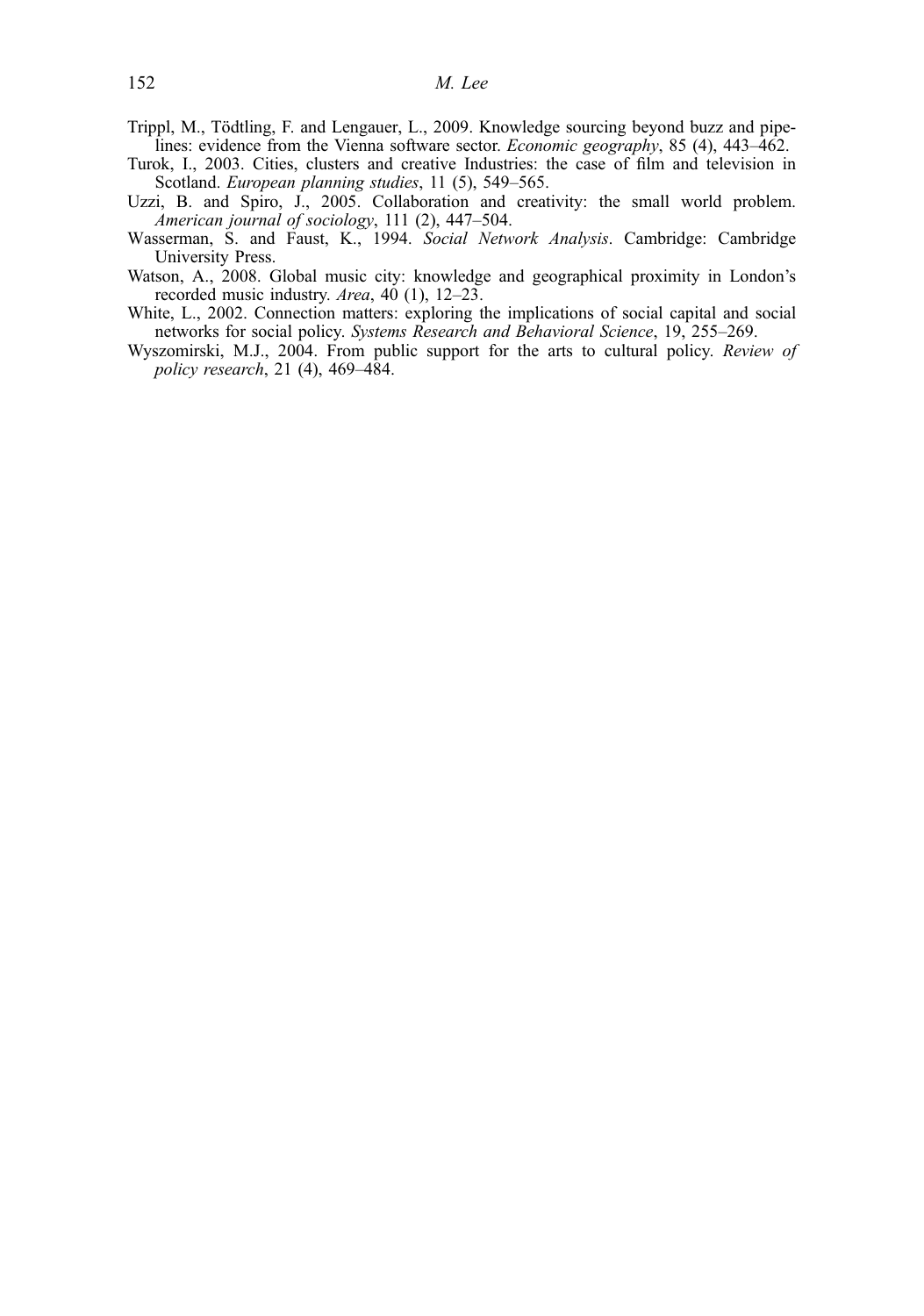Trippl, M., Tödtling, F. and Lengauer, L., 2009. Knowledge sourcing beyond buzz and pipelines: evidence from the Vienna software sector. *Economic geography*, 85 (4), 443–462.

Turok, I., 2003. Cities, clusters and creative Industries: the case of film and television in Scotland. *European planning studies*, 11 (5), 549–565.

Uzzi, B. and Spiro, J., 2005. Collaboration and creativity: the small world problem. *American journal of sociology*, 111 (2), 447–504.

Wasserman, S. and Faust, K., 1994. *Social Network Analysis*. Cambridge: Cambridge University Press.

Watson, A., 2008. Global music city: knowledge and geographical proximity in London's recorded music industry. *Area*, 40 (1), 12–23.

White, L., 2002. Connection matters: exploring the implications of social capital and social networks for social policy. *Systems Research and Behavioral Science*, 19, 255–269.

Wyszomirski, M.J., 2004. From public support for the arts to cultural policy. *Review of policy research*, 21 (4), 469–484.